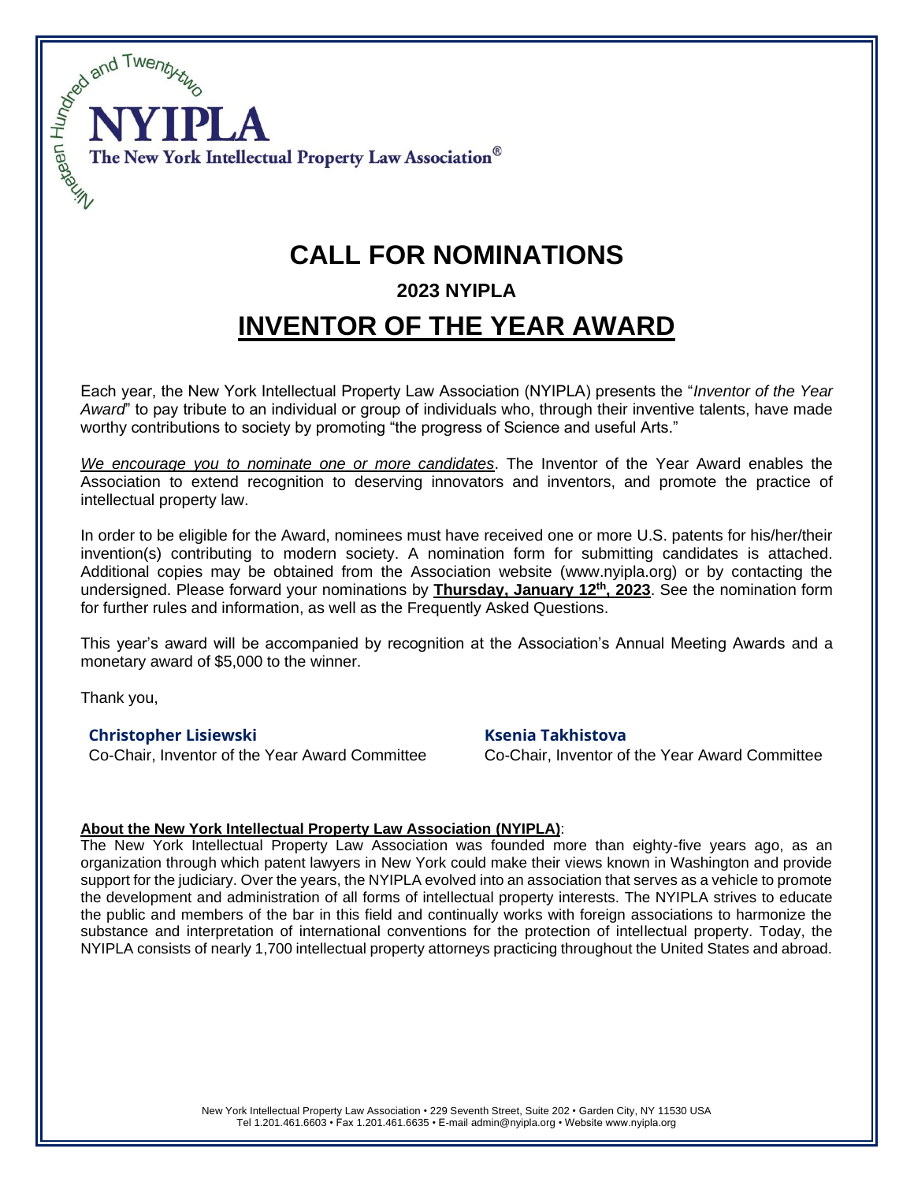Nineteen Hundred and Twenty-two

# NYIPLA

The New York Intellectual Property Law Association®

# CALL FOR NOMINATIONS

## 2023 NYIPLA

## INVENTOR OF THE YEAR AWARD

Each year, the New York Intellectual Property Law Association (NYIPLA) presents the "*Inventor of the Year Award*" to pay tribute to an individual or group of individuals who, through their inventive talents, have made worthy contributions to society by promoting "the progress of Science and useful Arts."

*We encourage you to nominate one or more candidates*. The Inventor of the Year Award enables the Association to extend recognition to deserving innovators and inventors, and promote the practice of intellectual property law.

In order to be eligible for the Award, nominees must have received one or more U.S. patents for his/her/their invention(s) contributing to modern society. A nomination form for submitting candidates is attached. Additional copies may be obtained from the Association website (www.nyipla.org) or by contacting the undersigned. Please forward your nominations by **Thursday, January 12th, 2023**. See the nomination form for further rules and information, as well as the Frequently Asked Questions.

This year's award will be accompanied by recognition at the Association's Annual Meeting Awards and a monetary award of $5,000 to the winner.

Thank you,

**Christopher Lisiewski**
Co-Chair, Inventor of the Year Award Committee

**Ksenia Takhistova**
Co-Chair, Inventor of the Year Award Committee

**About the New York Intellectual Property Law Association (NYIPLA)**:
The New York Intellectual Property Law Association was founded more than eighty-five years ago, as an organization through which patent lawyers in New York could make their views known in Washington and provide support for the judiciary. Over the years, the NYIPLA evolved into an association that serves as a vehicle to promote the development and administration of all forms of intellectual property interests. The NYIPLA strives to educate the public and members of the bar in this field and continually works with foreign associations to harmonize the substance and interpretation of international conventions for the protection of intellectual property. Today, the NYIPLA consists of nearly 1,700 intellectual property attorneys practicing throughout the United States and abroad.

New York Intellectual Property Law Association • 229 Seventh Street, Suite 202 • Garden City, NY 11530 USA
Tel 1.201.461.6603 • Fax 1.201.461.6635 • E-mail admin@nyipla.org • Website www.nyipla.org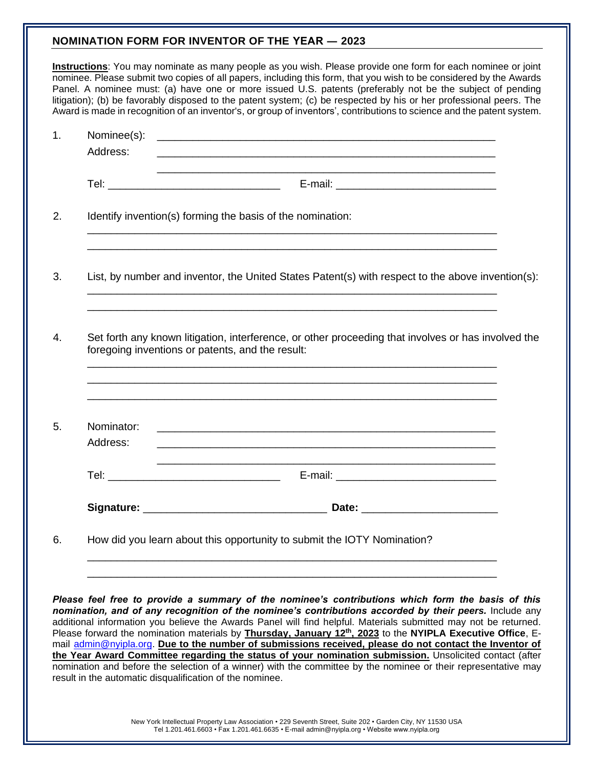## NOMINATION FORM FOR INVENTOR OF THE YEAR — 2023

**Instructions**: You may nominate as many people as you wish. Please provide one form for each nominee or joint nominee. Please submit two copies of all papers, including this form, that you wish to be considered by the Awards Panel. A nominee must: (a) have one or more issued U.S. patents (preferably not be the subject of pending litigation); (b) be favorably disposed to the patent system; (c) be respected by his or her professional peers. The Award is made in recognition of an inventor's, or group of inventors', contributions to science and the patent system.

1. Nominee(s): \_\_\_\_\_\_\_\_\_\_\_\_\_\_\_\_\_\_\_\_\_\_\_\_\_\_\_\_\_\_\_\_\_\_\_\_\_\_\_\_

   Address: \_\_\_\_\_\_\_\_\_\_\_\_\_\_\_\_\_\_\_\_\_\_\_\_\_\_\_\_\_\_\_\_\_\_\_\_\_\_\_\_

   \_\_\_\_\_\_\_\_\_\_\_\_\_\_\_\_\_\_\_\_\_\_\_\_\_\_\_\_\_\_\_\_\_\_\_\_\_\_\_\_

   Tel: \_\_\_\_\_\_\_\_\_\_\_\_\_\_\_\_\_\_\_\_ E-mail: \_\_\_\_\_\_\_\_\_\_\_\_\_\_\_\_\_\_\_\_

2. Identify invention(s) forming the basis of the nomination:

   \_\_\_\_\_\_\_\_\_\_\_\_\_\_\_\_\_\_\_\_\_\_\_\_\_\_\_\_\_\_\_\_\_\_\_\_\_\_\_\_

   \_\_\_\_\_\_\_\_\_\_\_\_\_\_\_\_\_\_\_\_\_\_\_\_\_\_\_\_\_\_\_\_\_\_\_\_\_\_\_\_

3. List, by number and inventor, the United States Patent(s) with respect to the above invention(s):

   \_\_\_\_\_\_\_\_\_\_\_\_\_\_\_\_\_\_\_\_\_\_\_\_\_\_\_\_\_\_\_\_\_\_\_\_\_\_\_\_

   \_\_\_\_\_\_\_\_\_\_\_\_\_\_\_\_\_\_\_\_\_\_\_\_\_\_\_\_\_\_\_\_\_\_\_\_\_\_\_\_

4. Set forth any known litigation, interference, or other proceeding that involves or has involved the foregoing inventions or patents, and the result:

   \_\_\_\_\_\_\_\_\_\_\_\_\_\_\_\_\_\_\_\_\_\_\_\_\_\_\_\_\_\_\_\_\_\_\_\_\_\_\_\_

   \_\_\_\_\_\_\_\_\_\_\_\_\_\_\_\_\_\_\_\_\_\_\_\_\_\_\_\_\_\_\_\_\_\_\_\_\_\_\_\_

   \_\_\_\_\_\_\_\_\_\_\_\_\_\_\_\_\_\_\_\_\_\_\_\_\_\_\_\_\_\_\_\_\_\_\_\_\_\_\_\_

5. Nominator: \_\_\_\_\_\_\_\_\_\_\_\_\_\_\_\_\_\_\_\_\_\_\_\_\_\_\_\_\_\_\_\_\_\_\_\_\_\_\_\_

   Address: \_\_\_\_\_\_\_\_\_\_\_\_\_\_\_\_\_\_\_\_\_\_\_\_\_\_\_\_\_\_\_\_\_\_\_\_\_\_\_\_

   \_\_\_\_\_\_\_\_\_\_\_\_\_\_\_\_\_\_\_\_\_\_\_\_\_\_\_\_\_\_\_\_\_\_\_\_\_\_\_\_

   Tel: \_\_\_\_\_\_\_\_\_\_\_\_\_\_\_\_\_\_\_\_ E-mail: \_\_\_\_\_\_\_\_\_\_\_\_\_\_\_\_\_\_\_\_

   **Signature:** \_\_\_\_\_\_\_\_\_\_\_\_\_\_\_\_\_\_\_\_ **Date:** \_\_\_\_\_\_\_\_\_\_\_\_\_\_\_\_\_\_\_\_

6. How did you learn about this opportunity to submit the IOTY Nomination?

   \_\_\_\_\_\_\_\_\_\_\_\_\_\_\_\_\_\_\_\_\_\_\_\_\_\_\_\_\_\_\_\_\_\_\_\_\_\_\_\_

   \_\_\_\_\_\_\_\_\_\_\_\_\_\_\_\_\_\_\_\_\_\_\_\_\_\_\_\_\_\_\_\_\_\_\_\_\_\_\_\_

***Please feel free to provide a summary of the nominee's contributions which form the basis of this nomination, and of any recognition of the nominee's contributions accorded by their peers.*** Include any additional information you believe the Awards Panel will find helpful. Materials submitted may not be returned. Please forward the nomination materials by **Thursday, January 12th, 2023** to the **NYIPLA Executive Office**, E-mail admin@nyipla.org. **Due to the number of submissions received, please do not contact the Inventor of the Year Award Committee regarding the status of your nomination submission.** Unsolicited contact (after nomination and before the selection of a winner) with the committee by the nominee or their representative may result in the automatic disqualification of the nominee.

New York Intellectual Property Law Association • 229 Seventh Street, Suite 202 • Garden City, NY 11530 USA
Tel 1.201.461.6603 • Fax 1.201.461.6635 • E-mail admin@nyipla.org • Website www.nyipla.org